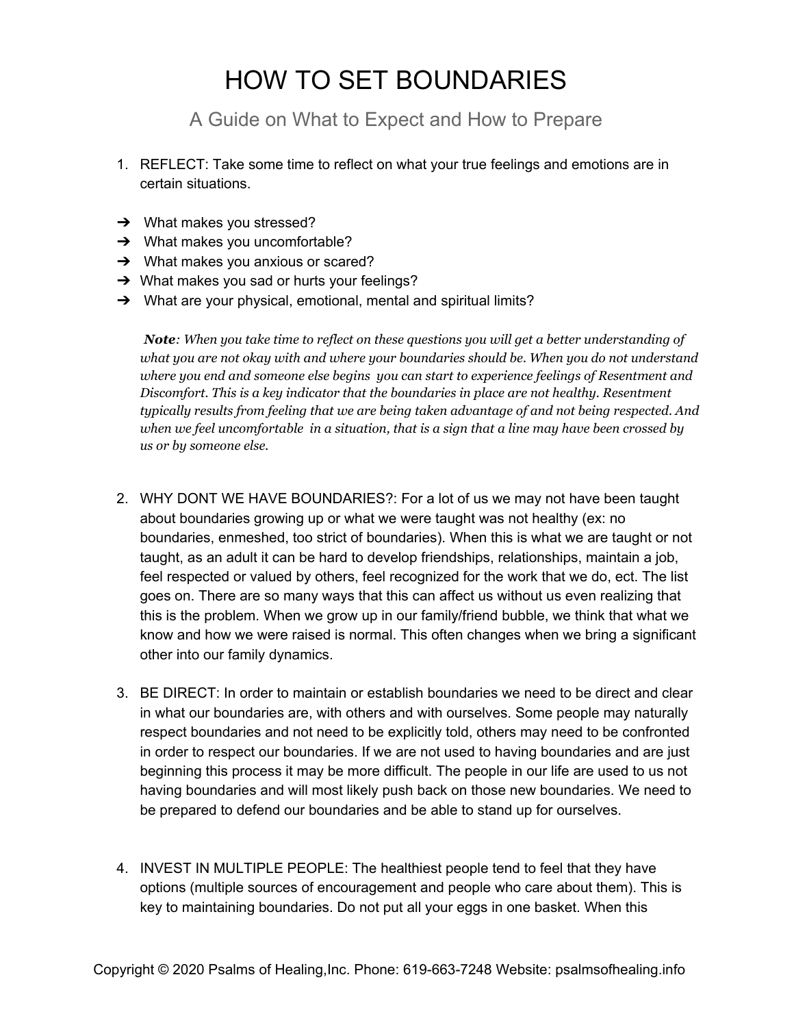# HOW TO SET BOUNDARIES

## A Guide on What to Expect and How to Prepare

1. REFLECT: Take some time to reflect on what your true feelings and emotions are in certain situations.

- ➔ What makes you stressed?
- ➔ What makes you uncomfortable?
- ➔ What makes you anxious or scared?
- ➔ What makes you sad or hurts your feelings?
- ➔ What are your physical, emotional, mental and spiritual limits?

***Note**: When you take time to reflect on these questions you will get a better understanding of what you are not okay with and where your boundaries should be. When you do not understand where you end and someone else begins you can start to experience feelings of Resentment and Discomfort. This is a key indicator that the boundaries in place are not healthy. Resentment typically results from feeling that we are being taken advantage of and not being respected. And when we feel uncomfortable in a situation, that is a sign that a line may have been crossed by us or by someone else.*

2. WHY DONT WE HAVE BOUNDARIES?: For a lot of us we may not have been taught about boundaries growing up or what we were taught was not healthy (ex: no boundaries, enmeshed, too strict of boundaries). When this is what we are taught or not taught, as an adult it can be hard to develop friendships, relationships, maintain a job, feel respected or valued by others, feel recognized for the work that we do, ect. The list goes on. There are so many ways that this can affect us without us even realizing that this is the problem. When we grow up in our family/friend bubble, we think that what we know and how we were raised is normal. This often changes when we bring a significant other into our family dynamics.

3. BE DIRECT: In order to maintain or establish boundaries we need to be direct and clear in what our boundaries are, with others and with ourselves. Some people may naturally respect boundaries and not need to be explicitly told, others may need to be confronted in order to respect our boundaries. If we are not used to having boundaries and are just beginning this process it may be more difficult. The people in our life are used to us not having boundaries and will most likely push back on those new boundaries. We need to be prepared to defend our boundaries and be able to stand up for ourselves.

4. INVEST IN MULTIPLE PEOPLE: The healthiest people tend to feel that they have options (multiple sources of encouragement and people who care about them). This is key to maintaining boundaries. Do not put all your eggs in one basket. When this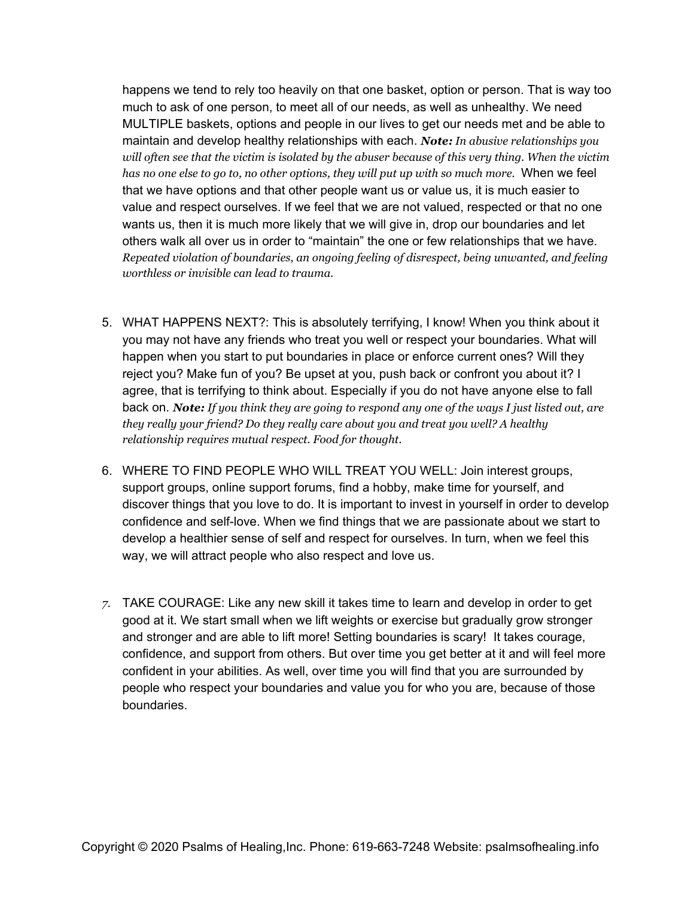happens we tend to rely too heavily on that one basket, option or person. That is way too much to ask of one person, to meet all of our needs, as well as unhealthy. We need MULTIPLE baskets, options and people in our lives to get our needs met and be able to maintain and develop healthy relationships with each. ***Note:*** *In abusive relationships you will often see that the victim is isolated by the abuser because of this very thing. When the victim has no one else to go to, no other options, they will put up with so much more.* When we feel that we have options and that other people want us or value us, it is much easier to value and respect ourselves. If we feel that we are not valued, respected or that no one wants us, then it is much more likely that we will give in, drop our boundaries and let others walk all over us in order to "maintain" the one or few relationships that we have. *Repeated violation of boundaries, an ongoing feeling of disrespect, being unwanted, and feeling worthless or invisible can lead to trauma.*

5. WHAT HAPPENS NEXT?: This is absolutely terrifying, I know! When you think about it you may not have any friends who treat you well or respect your boundaries. What will happen when you start to put boundaries in place or enforce current ones? Will they reject you? Make fun of you? Be upset at you, push back or confront you about it? I agree, that is terrifying to think about. Especially if you do not have anyone else to fall back on. ***Note:*** *If you think they are going to respond any one of the ways I just listed out, are they really your friend? Do they really care about you and treat you well? A healthy relationship requires mutual respect. Food for thought.*

6. WHERE TO FIND PEOPLE WHO WILL TREAT YOU WELL: Join interest groups, support groups, online support forums, find a hobby, make time for yourself, and discover things that you love to do. It is important to invest in yourself in order to develop confidence and self-love. When we find things that we are passionate about we start to develop a healthier sense of self and respect for ourselves. In turn, when we feel this way, we will attract people who also respect and love us.

7. TAKE COURAGE: Like any new skill it takes time to learn and develop in order to get good at it. We start small when we lift weights or exercise but gradually grow stronger and stronger and are able to lift more! Setting boundaries is scary! It takes courage, confidence, and support from others. But over time you get better at it and will feel more confident in your abilities. As well, over time you will find that you are surrounded by people who respect your boundaries and value you for who you are, because of those boundaries.

Copyright © 2020 Psalms of Healing,Inc. Phone: 619-663-7248 Website: psalmsofhealing.info